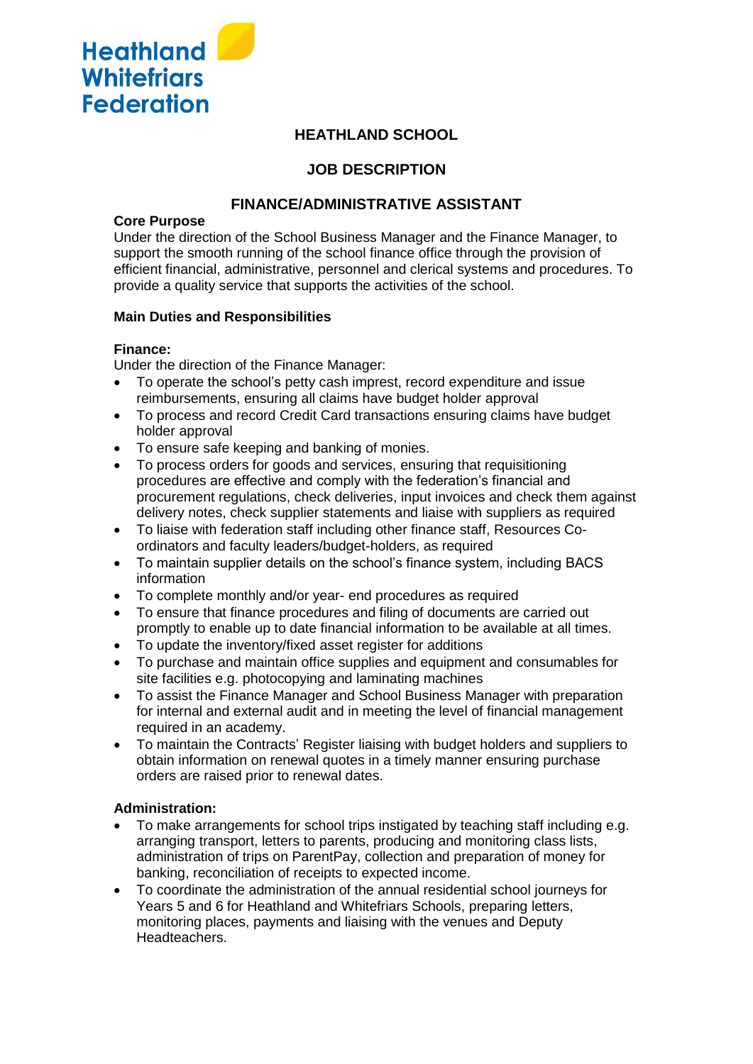Heathland Whitefriars Federation

# HEATHLAND SCHOOL

## JOB DESCRIPTION

## FINANCE/ADMINISTRATIVE ASSISTANT

**Core Purpose**

Under the direction of the School Business Manager and the Finance Manager, to support the smooth running of the school finance office through the provision of efficient financial, administrative, personnel and clerical systems and procedures. To provide a quality service that supports the activities of the school.

**Main Duties and Responsibilities**

**Finance:**

Under the direction of the Finance Manager:

- To operate the school's petty cash imprest, record expenditure and issue reimbursements, ensuring all claims have budget holder approval
- To process and record Credit Card transactions ensuring claims have budget holder approval
- To ensure safe keeping and banking of monies.
- To process orders for goods and services, ensuring that requisitioning procedures are effective and comply with the federation's financial and procurement regulations, check deliveries, input invoices and check them against delivery notes, check supplier statements and liaise with suppliers as required
- To liaise with federation staff including other finance staff, Resources Co-ordinators and faculty leaders/budget-holders, as required
- To maintain supplier details on the school's finance system, including BACS information
- To complete monthly and/or year- end procedures as required
- To ensure that finance procedures and filing of documents are carried out promptly to enable up to date financial information to be available at all times.
- To update the inventory/fixed asset register for additions
- To purchase and maintain office supplies and equipment and consumables for site facilities e.g. photocopying and laminating machines
- To assist the Finance Manager and School Business Manager with preparation for internal and external audit and in meeting the level of financial management required in an academy.
- To maintain the Contracts' Register liaising with budget holders and suppliers to obtain information on renewal quotes in a timely manner ensuring purchase orders are raised prior to renewal dates.

**Administration:**

- To make arrangements for school trips instigated by teaching staff including e.g. arranging transport, letters to parents, producing and monitoring class lists, administration of trips on ParentPay, collection and preparation of money for banking, reconciliation of receipts to expected income.
- To coordinate the administration of the annual residential school journeys for Years 5 and 6 for Heathland and Whitefriars Schools, preparing letters, monitoring places, payments and liaising with the venues and Deputy Headteachers.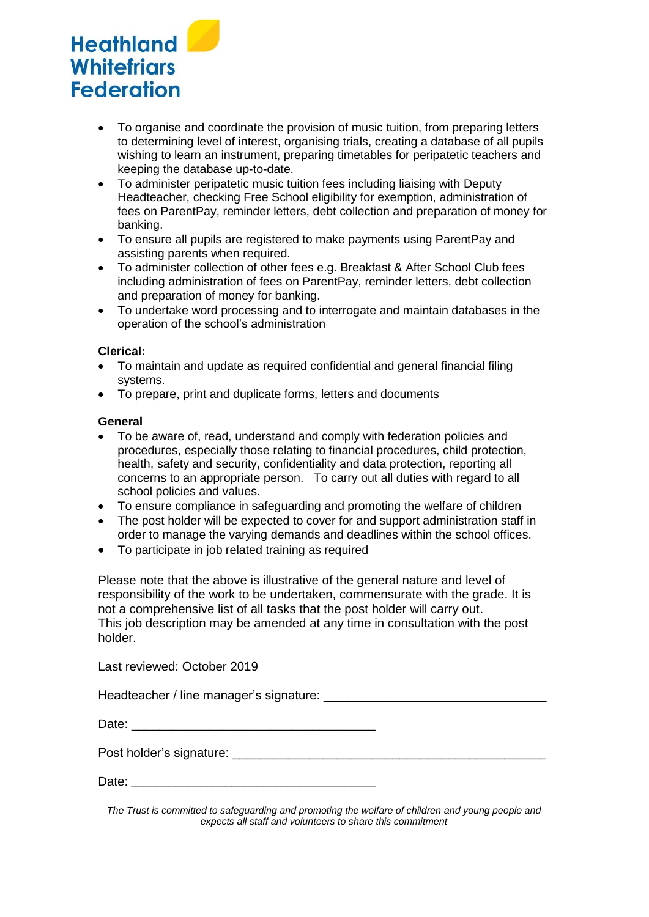- To organise and coordinate the provision of music tuition, from preparing letters to determining level of interest, organising trials, creating a database of all pupils wishing to learn an instrument, preparing timetables for peripatetic teachers and keeping the database up-to-date.
- To administer peripatetic music tuition fees including liaising with Deputy Headteacher, checking Free School eligibility for exemption, administration of fees on ParentPay, reminder letters, debt collection and preparation of money for banking.
- To ensure all pupils are registered to make payments using ParentPay and assisting parents when required.
- To administer collection of other fees e.g. Breakfast & After School Club fees including administration of fees on ParentPay, reminder letters, debt collection and preparation of money for banking.
- To undertake word processing and to interrogate and maintain databases in the operation of the school's administration

**Clerical:**

- To maintain and update as required confidential and general financial filing systems.
- To prepare, print and duplicate forms, letters and documents

**General**

- To be aware of, read, understand and comply with federation policies and procedures, especially those relating to financial procedures, child protection, health, safety and security, confidentiality and data protection, reporting all concerns to an appropriate person. To carry out all duties with regard to all school policies and values.
- To ensure compliance in safeguarding and promoting the welfare of children
- The post holder will be expected to cover for and support administration staff in order to manage the varying demands and deadlines within the school offices.
- To participate in job related training as required

Please note that the above is illustrative of the general nature and level of responsibility of the work to be undertaken, commensurate with the grade. It is not a comprehensive list of all tasks that the post holder will carry out.
This job description may be amended at any time in consultation with the post holder.

Last reviewed: October 2019

Headteacher / line manager's signature: ______________________________

Date: ______________________________

Post holder's signature: ______________________________

Date: ______________________________

*The Trust is committed to safeguarding and promoting the welfare of children and young people and expects all staff and volunteers to share this commitment*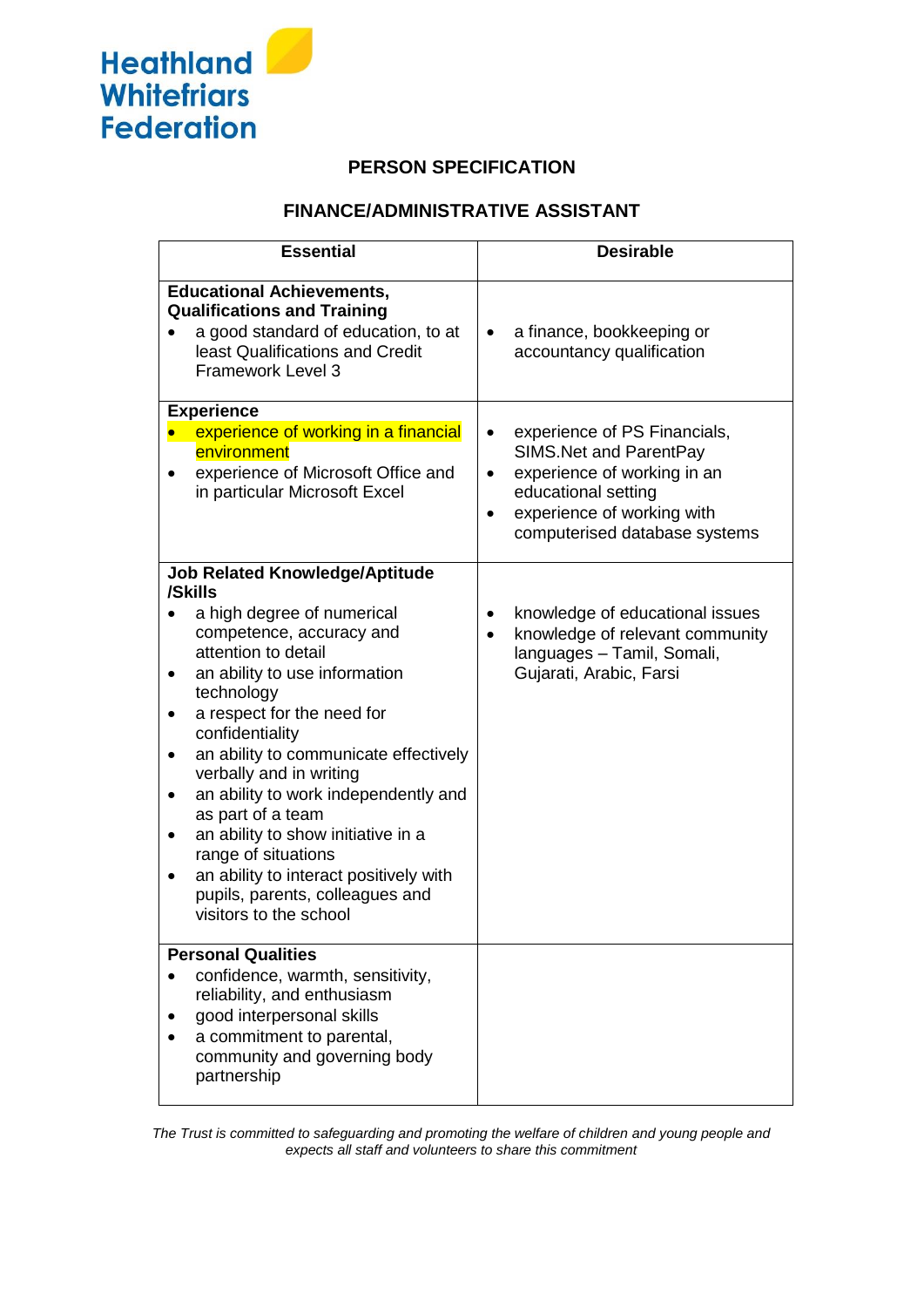Heathland Whitefriars Federation

## PERSON SPECIFICATION

## FINANCE/ADMINISTRATIVE ASSISTANT

| Essential | Desirable |
|---|---|
| **Educational Achievements, Qualifications and Training**<br>• a good standard of education, to at least Qualifications and Credit Framework Level 3 | • a finance, bookkeeping or accountancy qualification |
| **Experience**<br>• experience of working in a financial environment<br>• experience of Microsoft Office and in particular Microsoft Excel | • experience of PS Financials, SIMS.Net and ParentPay<br>• experience of working in an educational setting<br>• experience of working with computerised database systems |
| **Job Related Knowledge/Aptitude /Skills**<br>• a high degree of numerical competence, accuracy and attention to detail<br>• an ability to use information technology<br>• a respect for the need for confidentiality<br>• an ability to communicate effectively verbally and in writing<br>• an ability to work independently and as part of a team<br>• an ability to show initiative in a range of situations<br>• an ability to interact positively with pupils, parents, colleagues and visitors to the school | • knowledge of educational issues<br>• knowledge of relevant community languages – Tamil, Somali, Gujarati, Arabic, Farsi |
| **Personal Qualities**<br>• confidence, warmth, sensitivity, reliability, and enthusiasm<br>• good interpersonal skills<br>• a commitment to parental, community and governing body partnership | |

*The Trust is committed to safeguarding and promoting the welfare of children and young people and expects all staff and volunteers to share this commitment*